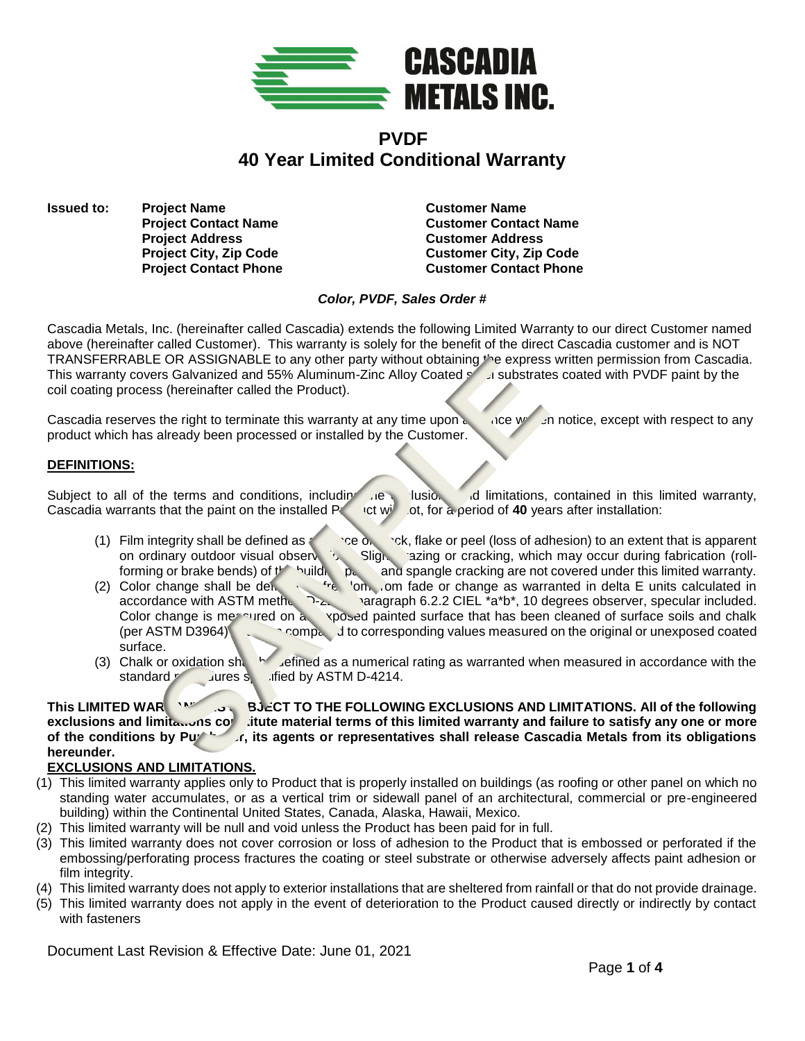# CASCADIA METALS INC.

## PVDF
## 40 Year Limited Conditional Warranty

**Issued to:**

| | |
|---|---|
| **Project Name** | **Customer Name** |
| **Project Contact Name** | **Customer Contact Name** |
| **Project Address** | **Customer Address** |
| **Project City, Zip Code** | **Customer City, Zip Code** |
| **Project Contact Phone** | **Customer Contact Phone** |

***Color, PVDF, Sales Order #***

Cascadia Metals, Inc. (hereinafter called Cascadia) extends the following Limited Warranty to our direct Customer named above (hereinafter called Customer). This warranty is solely for the benefit of the direct Cascadia customer and is NOT TRANSFERRABLE OR ASSIGNABLE to any other party without obtaining the express written permission from Cascadia. This warranty covers Galvanized and 55% Aluminum-Zinc Alloy Coated steel substrates coated with PVDF paint by the coil coating process (hereinafter called the Product).

Cascadia reserves the right to terminate this warranty at any time upon advance written notice, except with respect to any product which has already been processed or installed by the Customer.

**DEFINITIONS:**

Subject to all of the terms and conditions, including the exclusions and limitations, contained in this limited warranty, Cascadia warrants that the paint on the installed Product will not, for a period of **40** years after installation:

(1) Film integrity shall be defined as absence of check, flake or peel (loss of adhesion) to an extent that is apparent on ordinary outdoor visual observation. Slight crazing or cracking, which may occur during fabrication (roll-forming or brake bends) of the building panel and spangle cracking are not covered under this limited warranty.

(2) Color change shall be defined as freedom from fade or change as warranted in delta E units calculated in accordance with ASTM method D-2244 paragraph 6.2.2 CIEL \*a\*b\*, 10 degrees observer, specular included. Color change is measured on an exposed painted surface that has been cleaned of surface soils and chalk (per ASTM D3964) and are compared to corresponding values measured on the original or unexposed coated surface.

(3) Chalk or oxidation shall be defined as a numerical rating as warranted when measured in accordance with the standard procedures specified by ASTM D-4214.

**This LIMITED WARRANTY IS SUBJECT TO THE FOLLOWING EXCLUSIONS AND LIMITATIONS. All of the following exclusions and limitations constitute material terms of this limited warranty and failure to satisfy any one or more of the conditions by Purchaser, its agents or representatives shall release Cascadia Metals from its obligations hereunder.**

**EXCLUSIONS AND LIMITATIONS.**

(1) This limited warranty applies only to Product that is properly installed on buildings (as roofing or other panel on which no standing water accumulates, or as a vertical trim or sidewall panel of an architectural, commercial or pre-engineered building) within the Continental United States, Canada, Alaska, Hawaii, Mexico.

(2) This limited warranty will be null and void unless the Product has been paid for in full.

(3) This limited warranty does not cover corrosion or loss of adhesion to the Product that is embossed or perforated if the embossing/perforating process fractures the coating or steel substrate or otherwise adversely affects paint adhesion or film integrity.

(4) This limited warranty does not apply to exterior installations that are sheltered from rainfall or that do not provide drainage.

(5) This limited warranty does not apply in the event of deterioration to the Product caused directly or indirectly by contact with fasteners

Document Last Revision & Effective Date: June 01, 2021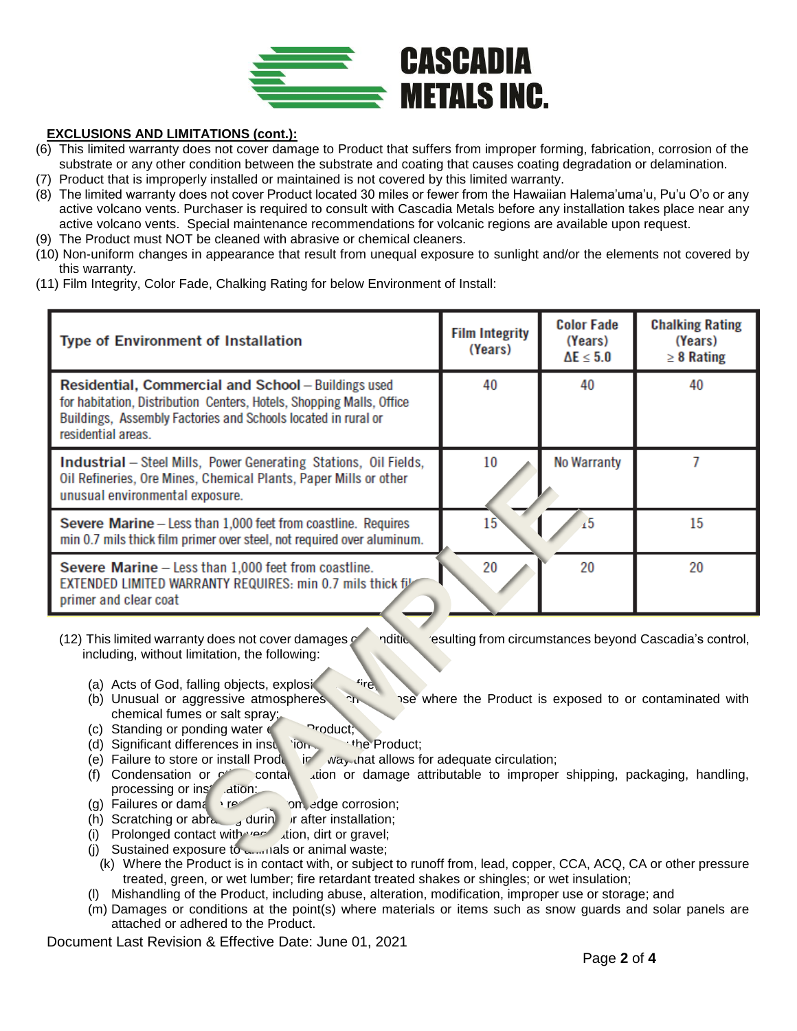**CASCADIA METALS INC.**

**EXCLUSIONS AND LIMITATIONS (cont.):**

(6) This limited warranty does not cover damage to Product that suffers from improper forming, fabrication, corrosion of the substrate or any other condition between the substrate and coating that causes coating degradation or delamination.

(7) Product that is improperly installed or maintained is not covered by this limited warranty.

(8) The limited warranty does not cover Product located 30 miles or fewer from the Hawaiian Halema'uma'u, Pu'u O'o or any active volcano vents. Purchaser is required to consult with Cascadia Metals before any installation takes place near any active volcano vents. Special maintenance recommendations for volcanic regions are available upon request.

(9) The Product must NOT be cleaned with abrasive or chemical cleaners.

(10) Non-uniform changes in appearance that result from unequal exposure to sunlight and/or the elements not covered by this warranty.

(11) Film Integrity, Color Fade, Chalking Rating for below Environment of Install:

| Type of Environment of Installation | Film Integrity (Years) | Color Fade (Years) $\Delta E \leq 5.0$ | Chalking Rating (Years) $\geq 8$ Rating |
|---|---|---|---|
| **Residential, Commercial and School** – Buildings used for habitation, Distribution Centers, Hotels, Shopping Malls, Office Buildings, Assembly Factories and Schools located in rural or residential areas. | 40 | 40 | 40 |
| **Industrial** – Steel Mills, Power Generating Stations, Oil Fields, Oil Refineries, Ore Mines, Chemical Plants, Paper Mills or other unusual environmental exposure. | 10 | No Warranty | 7 |
| **Severe Marine** – Less than 1,000 feet from coastline. Requires min 0.7 mils thick film primer over steel, not required over aluminum. | 15 | 15 | 15 |
| **Severe Marine** – Less than 1,000 feet from coastline. EXTENDED LIMITED WARRANTY REQUIRES: min 0.7 mils thick film primer and clear coat | 20 | 20 | 20 |

(12) This limited warranty does not cover damages or conditions resulting from circumstances beyond Cascadia's control, including, without limitation, the following:

- (a) Acts of God, falling objects, explosion, fire;
- (b) Unusual or aggressive atmospheres such as those where the Product is exposed to or contaminated with chemical fumes or salt spray;
- (c) Standing or ponding water on Product;
- (d) Significant differences in insulation on the Product;
- (e) Failure to store or install Product in a way that allows for adequate circulation;
- (f) Condensation or other contamination or damage attributable to improper shipping, packaging, handling, processing or installation;
- (g) Failures or damage resulting from edge corrosion;
- (h) Scratching or abrading during or after installation;
- (i) Prolonged contact with vegetation, dirt or gravel;
- (j) Sustained exposure to animals or animal waste;
- (k) Where the Product is in contact with, or subject to runoff from, lead, copper, CCA, ACQ, CA or other pressure treated, green, or wet lumber; fire retardant treated shakes or shingles; or wet insulation;
- (l) Mishandling of the Product, including abuse, alteration, modification, improper use or storage; and
- (m) Damages or conditions at the point(s) where materials or items such as snow guards and solar panels are attached or adhered to the Product.

Document Last Revision & Effective Date: June 01, 2021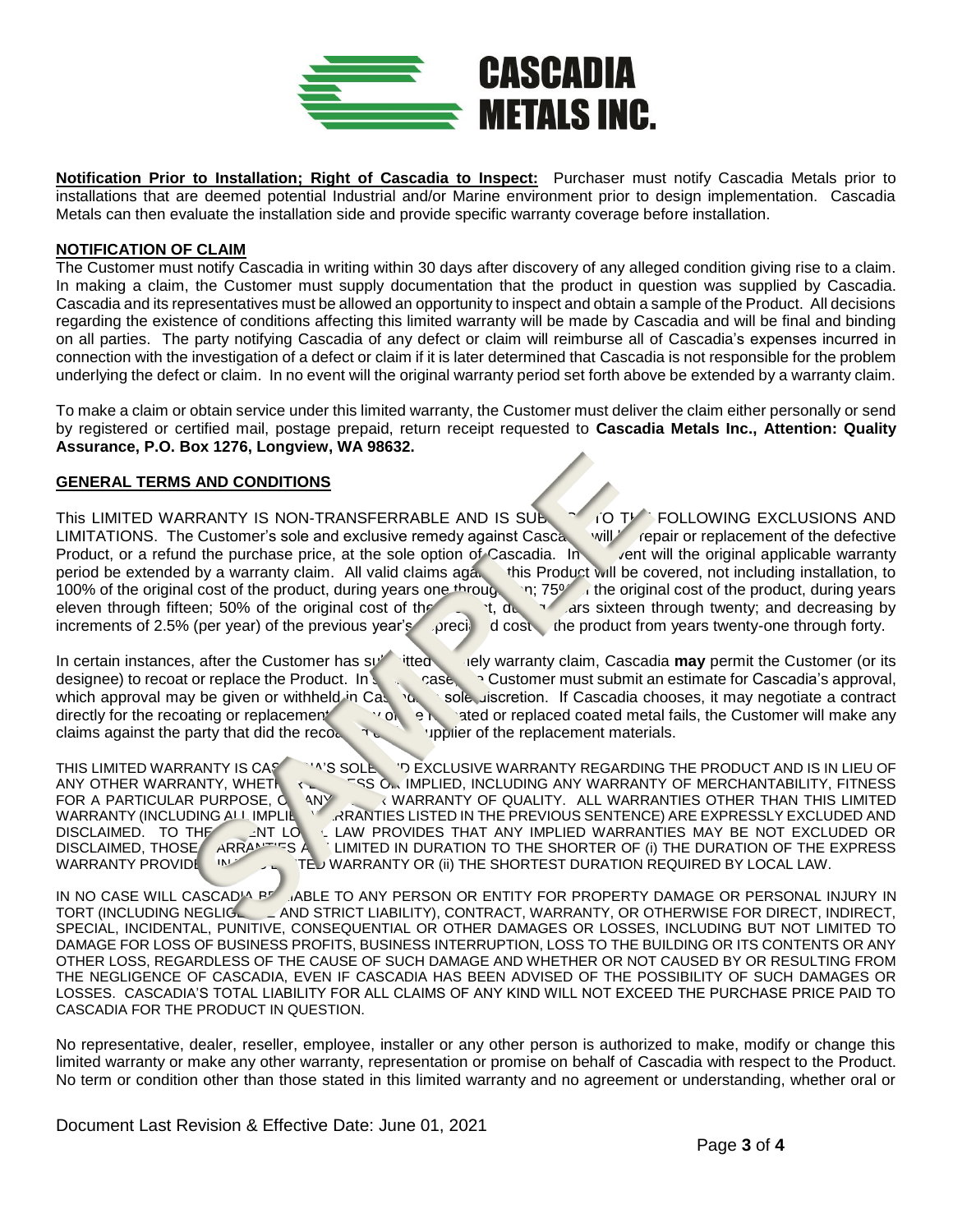**Notification Prior to Installation; Right of Cascadia to Inspect:** Purchaser must notify Cascadia Metals prior to installations that are deemed potential Industrial and/or Marine environment prior to design implementation. Cascadia Metals can then evaluate the installation side and provide specific warranty coverage before installation.

## NOTIFICATION OF CLAIM

The Customer must notify Cascadia in writing within 30 days after discovery of any alleged condition giving rise to a claim. In making a claim, the Customer must supply documentation that the product in question was supplied by Cascadia. Cascadia and its representatives must be allowed an opportunity to inspect and obtain a sample of the Product. All decisions regarding the existence of conditions affecting this limited warranty will be made by Cascadia and will be final and binding on all parties. The party notifying Cascadia of any defect or claim will reimburse all of Cascadia's expenses incurred in connection with the investigation of a defect or claim if it is later determined that Cascadia is not responsible for the problem underlying the defect or claim. In no event will the original warranty period set forth above be extended by a warranty claim.

To make a claim or obtain service under this limited warranty, the Customer must deliver the claim either personally or send by registered or certified mail, postage prepaid, return receipt requested to **Cascadia Metals Inc., Attention: Quality Assurance, P.O. Box 1276, Longview, WA 98632.**

## GENERAL TERMS AND CONDITIONS

This LIMITED WARRANTY IS NON-TRANSFERRABLE AND IS SUBJECT TO THE FOLLOWING EXCLUSIONS AND LIMITATIONS. The Customer's sole and exclusive remedy against Cascadia will be repair or replacement of the defective Product, or a refund the purchase price, at the sole option of Cascadia. In no event will the original applicable warranty period be extended by a warranty claim. All valid claims against this Product will be covered, not including installation, to 100% of the original cost of the product, during years one through ten; 75% of the original cost of the product, during years eleven through fifteen; 50% of the original cost of the product, during years sixteen through twenty; and decreasing by increments of 2.5% (per year) of the previous year's depreciated cost of the product from years twenty-one through forty.

In certain instances, after the Customer has submitted a timely warranty claim, Cascadia **may** permit the Customer (or its designee) to recoat or replace the Product. In such case, the Customer must submit an estimate for Cascadia's approval, which approval may be given or withheld in Cascadia's sole discretion. If Cascadia chooses, it may negotiate a contract directly for the recoating or replacement. If any of the recoated or replaced coated metal fails, the Customer will make any claims against the party that did the recoating or the supplier of the replacement materials.

THIS LIMITED WARRANTY IS CASCADIA'S SOLE AND EXCLUSIVE WARRANTY REGARDING THE PRODUCT AND IS IN LIEU OF ANY OTHER WARRANTY, WHETHER EXPRESS OR IMPLIED, INCLUDING ANY WARRANTY OF MERCHANTABILITY, FITNESS FOR A PARTICULAR PURPOSE, OR ANY OTHER WARRANTY OF QUALITY. ALL WARRANTIES OTHER THAN THIS LIMITED WARRANTY (INCLUDING ALL IMPLIED WARRANTIES LISTED IN THE PREVIOUS SENTENCE) ARE EXPRESSLY EXCLUDED AND DISCLAIMED. TO THE EXTENT LOCAL LAW PROVIDES THAT ANY IMPLIED WARRANTIES MAY BE NOT EXCLUDED OR DISCLAIMED, THOSE WARRANTIES ARE LIMITED IN DURATION TO THE SHORTER OF (i) THE DURATION OF THE EXPRESS WARRANTY PROVIDED IN THIS LIMITED WARRANTY OR (ii) THE SHORTEST DURATION REQUIRED BY LOCAL LAW.

IN NO CASE WILL CASCADIA BE LIABLE TO ANY PERSON OR ENTITY FOR PROPERTY DAMAGE OR PERSONAL INJURY IN TORT (INCLUDING NEGLIGENCE AND STRICT LIABILITY), CONTRACT, WARRANTY, OR OTHERWISE FOR DIRECT, INDIRECT, SPECIAL, INCIDENTAL, PUNITIVE, CONSEQUENTIAL OR OTHER DAMAGES OR LOSSES, INCLUDING BUT NOT LIMITED TO DAMAGE FOR LOSS OF BUSINESS PROFITS, BUSINESS INTERRUPTION, LOSS TO THE BUILDING OR ITS CONTENTS OR ANY OTHER LOSS, REGARDLESS OF THE CAUSE OF SUCH DAMAGE AND WHETHER OR NOT CAUSED BY OR RESULTING FROM THE NEGLIGENCE OF CASCADIA, EVEN IF CASCADIA HAS BEEN ADVISED OF THE POSSIBILITY OF SUCH DAMAGES OR LOSSES. CASCADIA'S TOTAL LIABILITY FOR ALL CLAIMS OF ANY KIND WILL NOT EXCEED THE PURCHASE PRICE PAID TO CASCADIA FOR THE PRODUCT IN QUESTION.

No representative, dealer, reseller, employee, installer or any other person is authorized to make, modify or change this limited warranty or make any other warranty, representation or promise on behalf of Cascadia with respect to the Product. No term or condition other than those stated in this limited warranty and no agreement or understanding, whether oral or

Document Last Revision & Effective Date: June 01, 2021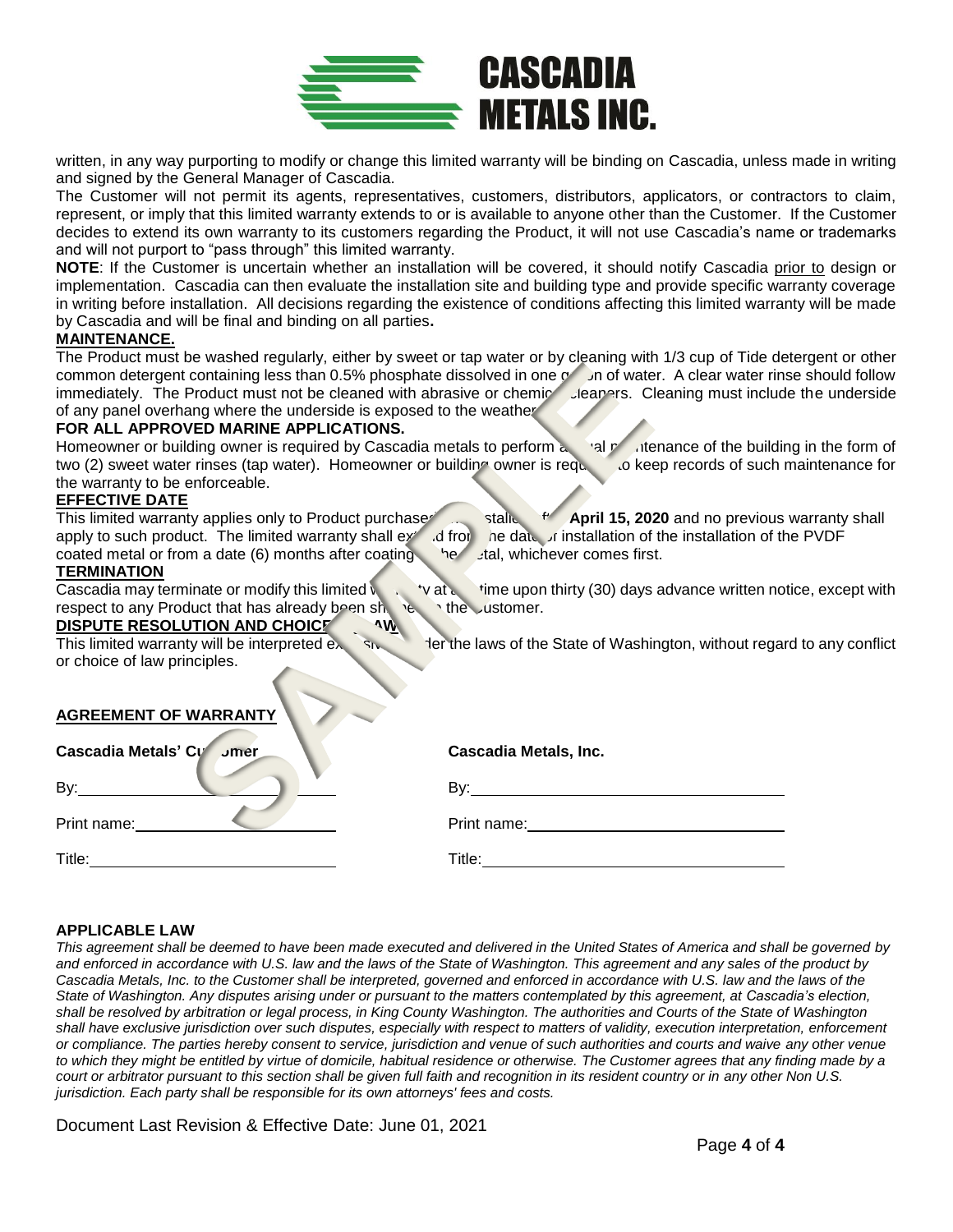written, in any way purporting to modify or change this limited warranty will be binding on Cascadia, unless made in writing and signed by the General Manager of Cascadia.

The Customer will not permit its agents, representatives, customers, distributors, applicators, or contractors to claim, represent, or imply that this limited warranty extends to or is available to anyone other than the Customer. If the Customer decides to extend its own warranty to its customers regarding the Product, it will not use Cascadia's name or trademarks and will not purport to "pass through" this limited warranty.

**NOTE**: If the Customer is uncertain whether an installation will be covered, it should notify Cascadia prior to design or implementation. Cascadia can then evaluate the installation site and building type and provide specific warranty coverage in writing before installation. All decisions regarding the existence of conditions affecting this limited warranty will be made by Cascadia and will be final and binding on all parties**.**

**MAINTENANCE.**

The Product must be washed regularly, either by sweet or tap water or by cleaning with 1/3 cup of Tide detergent or other common detergent containing less than 0.5% phosphate dissolved in one gallon of water. A clear water rinse should follow immediately. The Product must not be cleaned with abrasive or chemical cleaners. Cleaning must include the underside of any panel overhang where the underside is exposed to the weather.

**FOR ALL APPROVED MARINE APPLICATIONS.**

Homeowner or building owner is required by Cascadia metals to perform annual maintenance of the building in the form of two (2) sweet water rinses (tap water). Homeowner or building owner is required to keep records of such maintenance for the warranty to be enforceable.

**EFFECTIVE DATE**

This limited warranty applies only to Product purchased and installed after **April 15, 2020** and no previous warranty shall apply to such product. The limited warranty shall extend from the date of installation of the installation of the PVDF coated metal or from a date (6) months after coating the metal, whichever comes first.

**TERMINATION**

Cascadia may terminate or modify this limited warranty at any time upon thirty (30) days advance written notice, except with respect to any Product that has already been shipped to the Customer.

**DISPUTE RESOLUTION AND CHOICE OF LAW**

This limited warranty will be interpreted exclusively under the laws of the State of Washington, without regard to any conflict or choice of law principles.

**AGREEMENT OF WARRANTY**

| **Cascadia Metals' Customer** | **Cascadia Metals, Inc.** |
|---|---|
| By: ________________ | By: ________________ |
| Print name: ________________ | Print name: ________________ |
| Title: ________________ | Title: ________________ |

**APPLICABLE LAW**

*This agreement shall be deemed to have been made executed and delivered in the United States of America and shall be governed by and enforced in accordance with U.S. law and the laws of the State of Washington. This agreement and any sales of the product by Cascadia Metals, Inc. to the Customer shall be interpreted, governed and enforced in accordance with U.S. law and the laws of the State of Washington. Any disputes arising under or pursuant to the matters contemplated by this agreement, at Cascadia's election, shall be resolved by arbitration or legal process, in King County Washington. The authorities and Courts of the State of Washington shall have exclusive jurisdiction over such disputes, especially with respect to matters of validity, execution interpretation, enforcement or compliance. The parties hereby consent to service, jurisdiction and venue of such authorities and courts and waive any other venue to which they might be entitled by virtue of domicile, habitual residence or otherwise. The Customer agrees that any finding made by a court or arbitrator pursuant to this section shall be given full faith and recognition in its resident country or in any other Non U.S. jurisdiction. Each party shall be responsible for its own attorneys' fees and costs.*

Document Last Revision & Effective Date: June 01, 2021